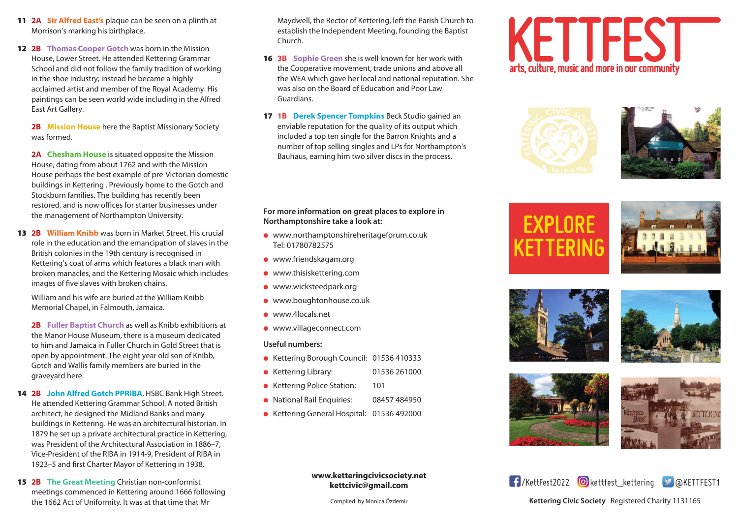**11** **2A** **Sir Alfred East's** plaque can be seen on a plinth at Morrison's marking his birthplace.

**12** **2B** **Thomas Cooper Gotch** was born in the Mission House, Lower Street. He attended Kettering Grammar School and did not follow the family tradition of working in the shoe industry; instead he became a highly acclaimed artist and member of the Royal Academy. His paintings can be seen world wide including in the Alfred East Art Gallery.

**2B** **Mission House** here the Baptist Missionary Society was formed.

**2A** **Chesham House** is situated opposite the Mission House, dating from about 1762 and with the Mission House perhaps the best example of pre-Victorian domestic buildings in Kettering . Previously home to the Gotch and Stockburn families. The building has recently been restored, and is now offices for starter businesses under the management of Northampton University.

**13** **2B** **William Knibb** was born in Market Street. His crucial role in the education and the emancipation of slaves in the British colonies in the 19th century is recognised in Kettering's coat of arms which features a black man with broken manacles, and the Kettering Mosaic which includes images of five slaves with broken chains.

William and his wife are buried at the William Knibb Memorial Chapel, in Falmouth, Jamaica.

**2B** **Fuller Baptist Church** as well as Knibb exhibitions at the Manor House Museum, there is a museum dedicated to him and Jamaica in Fuller Church in Gold Street that is open by appointment. The eight year old son of Knibb, Gotch and Wallis family members are buried in the graveyard here.

**14** **2B** **John Alfred Gotch PPRIBA**, HSBC Bank High Street. He attended Kettering Grammar School. A noted British architect, he designed the Midland Banks and many buildings in Kettering. He was an architectural historian. In 1879 he set up a private architectural practice in Kettering, was President of the Architectural Association in 1886–7, Vice-President of the RIBA in 1914-9, President of RIBA in 1923–5 and first Charter Mayor of Kettering in 1938.

**15** **2B** **The Great Meeting** Christian non-conformist meetings commenced in Kettering around 1666 following the 1662 Act of Uniformity. It was at that time that Mr Maydwell, the Rector of Kettering, left the Parish Church to establish the Independent Meeting, founding the Baptist Church.

**16** **3B** **Sophie Green** she is well known for her work with the Cooperative movement, trade unions and above all the WEA which gave her local and national reputation. She was also on the Board of Education and Poor Law Guardians.

**17** **1B** **Derek Spencer Tompkins** Beck Studio gained an enviable reputation for the quality of its output which included a top ten single for the Barron Knights and a number of top selling singles and LPs for Northampton's Bauhaus, earning him two silver discs in the process.

**For more information on great places to explore in Northamptonshire take a look at:**

- www.northamptonshireheritageforum.co.uk
  Tel: 01780782575
- www.friendskagam.org
- www.thisiskettering.com
- www.wicksteedpark.org
- www.boughtonhouse.co.uk
- www.4locals.net
- www.villageconnect.com

**Useful numbers:**

- Kettering Borough Council: 01536 410333
- Kettering Library: 01536 261000
- Kettering Police Station: 101
- National Rail Enquiries: 08457 484950
- Kettering General Hospital: 01536 492000

**www.ketteringcivicsociety.net**
**kettcivic@gmail.com**

Compiled by Monica Özdemir

# KETTFEST

arts, culture, music and more in our community

# EXPLORE KETTERING

/KettFest2022 kettfest_kettering @KETTFEST1

**Kettering Civic Society** Registered Charity 1131165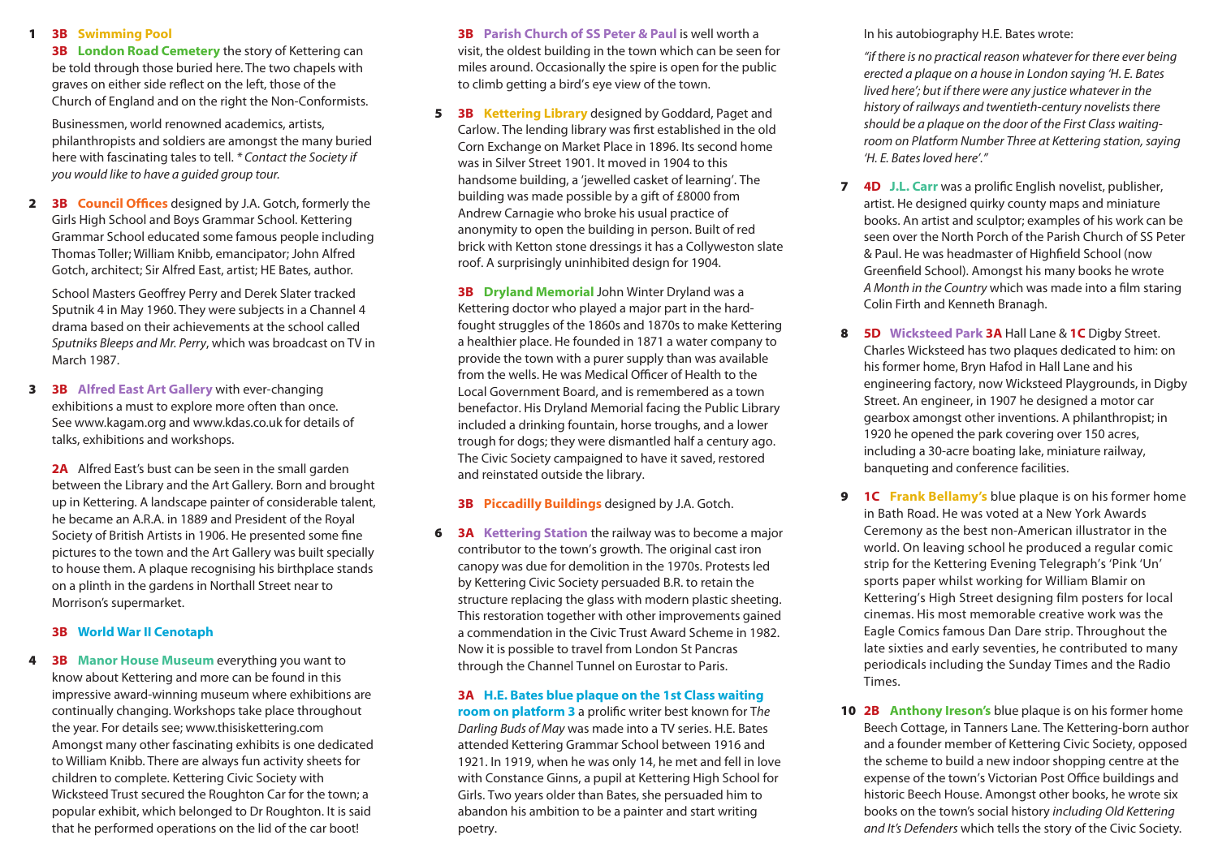**1** **3B Swimming Pool**

**3B London Road Cemetery** the story of Kettering can be told through those buried here. The two chapels with graves on either side reflect on the left, those of the Church of England and on the right the Non-Conformists.

Businessmen, world renowned academics, artists, philanthropists and soldiers are amongst the many buried here with fascinating tales to tell. *\* Contact the Society if you would like to have a guided group tour.*

**2** **3B Council Offices** designed by J.A. Gotch, formerly the Girls High School and Boys Grammar School. Kettering Grammar School educated some famous people including Thomas Toller; William Knibb, emancipator; John Alfred Gotch, architect; Sir Alfred East, artist; HE Bates, author.

School Masters Geoffrey Perry and Derek Slater tracked Sputnik 4 in May 1960. They were subjects in a Channel 4 drama based on their achievements at the school called *Sputniks Bleeps and Mr. Perry*, which was broadcast on TV in March 1987.

**3** **3B Alfred East Art Gallery** with ever-changing exhibitions a must to explore more often than once. See www.kagam.org and www.kdas.co.uk for details of talks, exhibitions and workshops.

**2A** Alfred East's bust can be seen in the small garden between the Library and the Art Gallery. Born and brought up in Kettering. A landscape painter of considerable talent, he became an A.R.A. in 1889 and President of the Royal Society of British Artists in 1906. He presented some fine pictures to the town and the Art Gallery was built specially to house them. A plaque recognising his birthplace stands on a plinth in the gardens in Northall Street near to Morrison's supermarket.

**3B World War II Cenotaph**

**4** **3B Manor House Museum** everything you want to know about Kettering and more can be found in this impressive award-winning museum where exhibitions are continually changing. Workshops take place throughout the year. For details see; www.thisiskettering.com Amongst many other fascinating exhibits is one dedicated to William Knibb. There are always fun activity sheets for children to complete. Kettering Civic Society with Wicksteed Trust secured the Roughton Car for the town; a popular exhibit, which belonged to Dr Roughton. It is said that he performed operations on the lid of the car boot!

**3B Parish Church of SS Peter & Paul** is well worth a visit, the oldest building in the town which can be seen for miles around. Occasionally the spire is open for the public to climb getting a bird's eye view of the town.

**5** **3B Kettering Library** designed by Goddard, Paget and Carlow. The lending library was first established in the old Corn Exchange on Market Place in 1896. Its second home was in Silver Street 1901. It moved in 1904 to this handsome building, a 'jewelled casket of learning'. The building was made possible by a gift of £8000 from Andrew Carnagie who broke his usual practice of anonymity to open the building in person. Built of red brick with Ketton stone dressings it has a Collyweston slate roof. A surprisingly uninhibited design for 1904.

**3B Dryland Memorial** John Winter Dryland was a Kettering doctor who played a major part in the hard-fought struggles of the 1860s and 1870s to make Kettering a healthier place. He founded in 1871 a water company to provide the town with a purer supply than was available from the wells. He was Medical Officer of Health to the Local Government Board, and is remembered as a town benefactor. His Dryland Memorial facing the Public Library included a drinking fountain, horse troughs, and a lower trough for dogs; they were dismantled half a century ago. The Civic Society campaigned to have it saved, restored and reinstated outside the library.

**3B Piccadilly Buildings** designed by J.A. Gotch.

**6** **3A Kettering Station** the railway was to become a major contributor to the town's growth. The original cast iron canopy was due for demolition in the 1970s. Protests led by Kettering Civic Society persuaded B.R. to retain the structure replacing the glass with modern plastic sheeting. This restoration together with other improvements gained a commendation in the Civic Trust Award Scheme in 1982. Now it is possible to travel from London St Pancras through the Channel Tunnel on Eurostar to Paris.

**3A H.E. Bates blue plaque on the 1st Class waiting room on platform 3** a prolific writer best known for T*he Darling Buds of May* was made into a TV series. H.E. Bates attended Kettering Grammar School between 1916 and 1921. In 1919, when he was only 14, he met and fell in love with Constance Ginns, a pupil at Kettering High School for Girls. Two years older than Bates, she persuaded him to abandon his ambition to be a painter and start writing poetry.

In his autobiography H.E. Bates wrote:

*"if there is no practical reason whatever for there ever being erected a plaque on a house in London saying 'H. E. Bates lived here'; but if there were any justice whatever in the history of railways and twentieth-century novelists there should be a plaque on the door of the First Class waiting-room on Platform Number Three at Kettering station, saying 'H. E. Bates loved here'."*

**7** **4D J.L. Carr** was a prolific English novelist, publisher, artist. He designed quirky county maps and miniature books. An artist and sculptor; examples of his work can be seen over the North Porch of the Parish Church of SS Peter & Paul. He was headmaster of Highfield School (now Greenfield School). Amongst his many books he wrote *A Month in the Country* which was made into a film staring Colin Firth and Kenneth Branagh.

**8** **5D Wicksteed Park** **3A** Hall Lane & **1C** Digby Street. Charles Wicksteed has two plaques dedicated to him: on his former home, Bryn Hafod in Hall Lane and his engineering factory, now Wicksteed Playgrounds, in Digby Street. An engineer, in 1907 he designed a motor car gearbox amongst other inventions. A philanthropist; in 1920 he opened the park covering over 150 acres, including a 30-acre boating lake, miniature railway, banqueting and conference facilities.

**9** **1C Frank Bellamy's** blue plaque is on his former home in Bath Road. He was voted at a New York Awards Ceremony as the best non-American illustrator in the world. On leaving school he produced a regular comic strip for the Kettering Evening Telegraph's 'Pink 'Un' sports paper whilst working for William Blamir on Kettering's High Street designing film posters for local cinemas. His most memorable creative work was the Eagle Comics famous Dan Dare strip. Throughout the late sixties and early seventies, he contributed to many periodicals including the Sunday Times and the Radio Times.

**10** **2B Anthony Ireson's** blue plaque is on his former home Beech Cottage, in Tanners Lane. The Kettering-born author and a founder member of Kettering Civic Society, opposed the scheme to build a new indoor shopping centre at the expense of the town's Victorian Post Office buildings and historic Beech House. Amongst other books, he wrote six books on the town's social history *including Old Kettering and It's Defenders* which tells the story of the Civic Society.